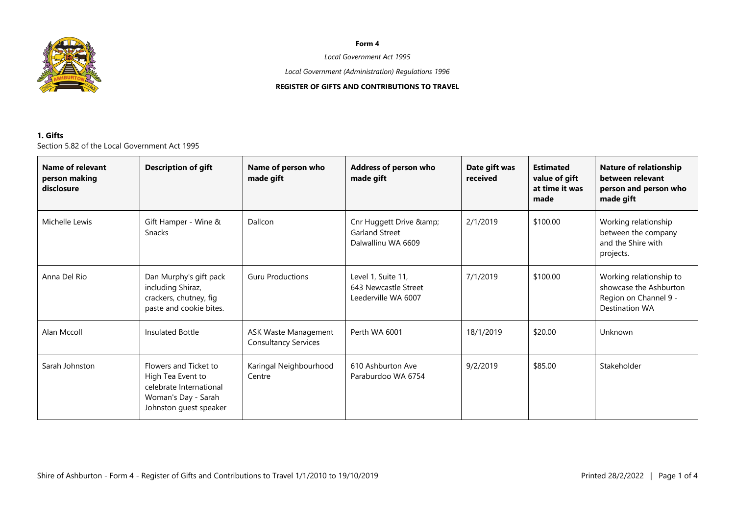**Form 4**

*Local Government Act 1995*

*Local Government (Administration) Regulations 1996*

**REGISTER OF GIFTS AND CONTRIBUTIONS TO TRAVEL**

### 1. Gifts

Section 5.82 of the Local Government Act 1995

| Name of relevant person making disclosure | Description of gift | Name of person who made gift | Address of person who made gift | Date gift was received | Estimated value of gift at time it was made | Nature of relationship between relevant person and person who made gift |
|---|---|---|---|---|---|---|
| Michelle Lewis | Gift Hamper - Wine & Snacks | Dallcon | Cnr Huggett Drive &amp; Garland Street Dalwallinu WA 6609 | 2/1/2019 | $100.00 | Working relationship between the company and the Shire with projects. |
| Anna Del Rio | Dan Murphy's gift pack including Shiraz, crackers, chutney, fig paste and cookie bites. | Guru Productions | Level 1, Suite 11, 643 Newcastle Street Leederville WA 6007 | 7/1/2019 | $100.00 | Working relationship to showcase the Ashburton Region on Channel 9 - Destination WA |
| Alan Mccoll | Insulated Bottle | ASK Waste Management Consultancy Services | Perth WA 6001 | 18/1/2019 | $20.00 | Unknown |
| Sarah Johnston | Flowers and Ticket to High Tea Event to celebrate International Woman's Day - Sarah Johnston guest speaker | Karingal Neighbourhood Centre | 610 Ashburton Ave Paraburdoo WA 6754 | 9/2/2019 | $85.00 | Stakeholder |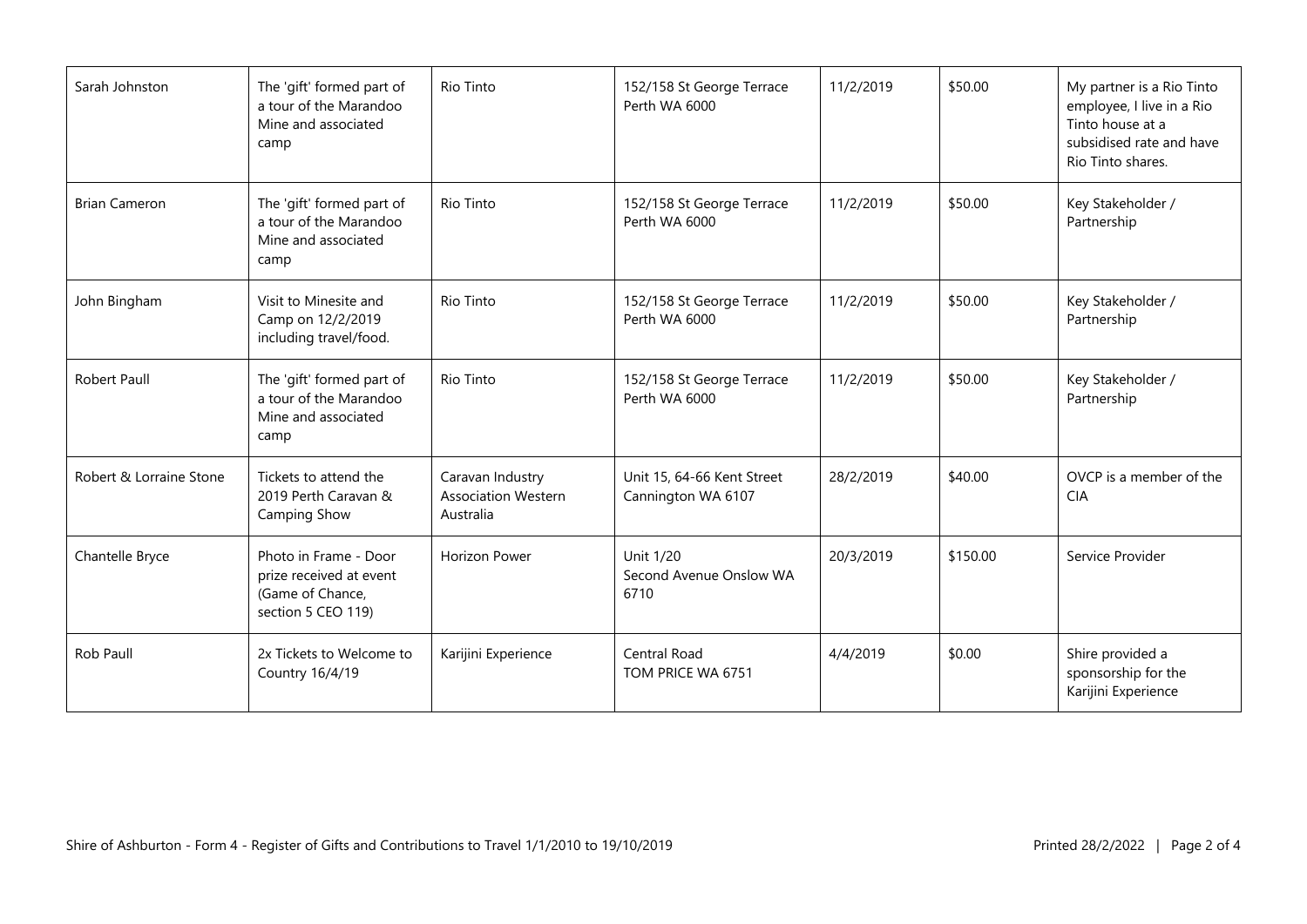| | | | | | | |
|---|---|---|---|---|---|---|
| Sarah Johnston | The 'gift' formed part of a tour of the Marandoo Mine and associated camp | Rio Tinto | 152/158 St George Terrace Perth WA 6000 | 11/2/2019 | $50.00 | My partner is a Rio Tinto employee, I live in a Rio Tinto house at a subsidised rate and have Rio Tinto shares. |
| Brian Cameron | The 'gift' formed part of a tour of the Marandoo Mine and associated camp | Rio Tinto | 152/158 St George Terrace Perth WA 6000 | 11/2/2019 | $50.00 | Key Stakeholder / Partnership |
| John Bingham | Visit to Minesite and Camp on 12/2/2019 including travel/food. | Rio Tinto | 152/158 St George Terrace Perth WA 6000 | 11/2/2019 | $50.00 | Key Stakeholder / Partnership |
| Robert Paull | The 'gift' formed part of a tour of the Marandoo Mine and associated camp | Rio Tinto | 152/158 St George Terrace Perth WA 6000 | 11/2/2019 | $50.00 | Key Stakeholder / Partnership |
| Robert & Lorraine Stone | Tickets to attend the 2019 Perth Caravan & Camping Show | Caravan Industry Association Western Australia | Unit 15, 64-66 Kent Street Cannington WA 6107 | 28/2/2019 | $40.00 | OVCP is a member of the CIA |
| Chantelle Bryce | Photo in Frame - Door prize received at event (Game of Chance, section 5 CEO 119) | Horizon Power | Unit 1/20 Second Avenue Onslow WA 6710 | 20/3/2019 | $150.00 | Service Provider |
| Rob Paull | 2x Tickets to Welcome to Country 16/4/19 | Karijini Experience | Central Road TOM PRICE WA 6751 | 4/4/2019 | $0.00 | Shire provided a sponsorship for the Karijini Experience |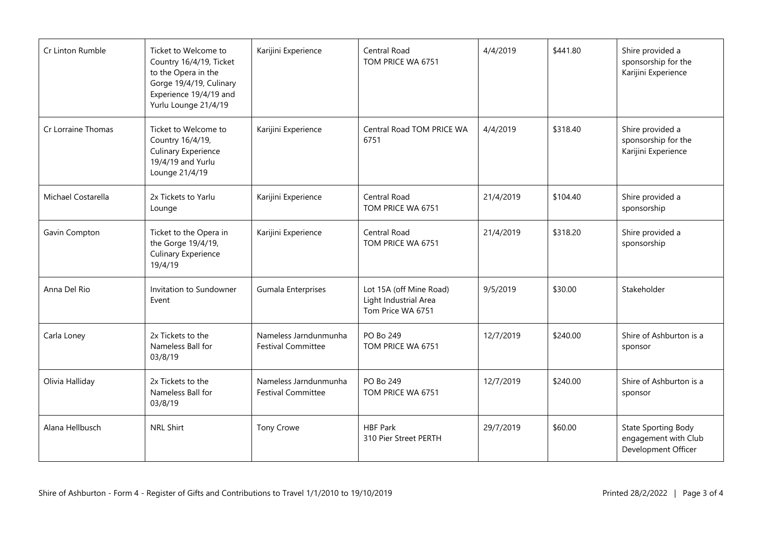| | | | | | | |
|---|---|---|---|---|---|---|
| Cr Linton Rumble | Ticket to Welcome to Country 16/4/19, Ticket to the Opera in the Gorge 19/4/19, Culinary Experience 19/4/19 and Yurlu Lounge 21/4/19 | Karijini Experience | Central Road TOM PRICE WA 6751 | 4/4/2019 | $441.80 | Shire provided a sponsorship for the Karijini Experience |
| Cr Lorraine Thomas | Ticket to Welcome to Country 16/4/19, Culinary Experience 19/4/19 and Yurlu Lounge 21/4/19 | Karijini Experience | Central Road TOM PRICE WA 6751 | 4/4/2019 | $318.40 | Shire provided a sponsorship for the Karijini Experience |
| Michael Costarella | 2x Tickets to Yarlu Lounge | Karijini Experience | Central Road TOM PRICE WA 6751 | 21/4/2019 | $104.40 | Shire provided a sponsorship |
| Gavin Compton | Ticket to the Opera in the Gorge 19/4/19, Culinary Experience 19/4/19 | Karijini Experience | Central Road TOM PRICE WA 6751 | 21/4/2019 | $318.20 | Shire provided a sponsorship |
| Anna Del Rio | Invitation to Sundowner Event | Gumala Enterprises | Lot 15A (off Mine Road) Light Industrial Area Tom Price WA 6751 | 9/5/2019 | $30.00 | Stakeholder |
| Carla Loney | 2x Tickets to the Nameless Ball for 03/8/19 | Nameless Jarndunmunha Festival Committee | PO Bo 249 TOM PRICE WA 6751 | 12/7/2019 | $240.00 | Shire of Ashburton is a sponsor |
| Olivia Halliday | 2x Tickets to the Nameless Ball for 03/8/19 | Nameless Jarndunmunha Festival Committee | PO Bo 249 TOM PRICE WA 6751 | 12/7/2019 | $240.00 | Shire of Ashburton is a sponsor |
| Alana Hellbusch | NRL Shirt | Tony Crowe | HBF Park 310 Pier Street PERTH | 29/7/2019 | $60.00 | State Sporting Body engagement with Club Development Officer |

Shire of Ashburton - Form 4 - Register of Gifts and Contributions to Travel 1/1/2010 to 19/10/2019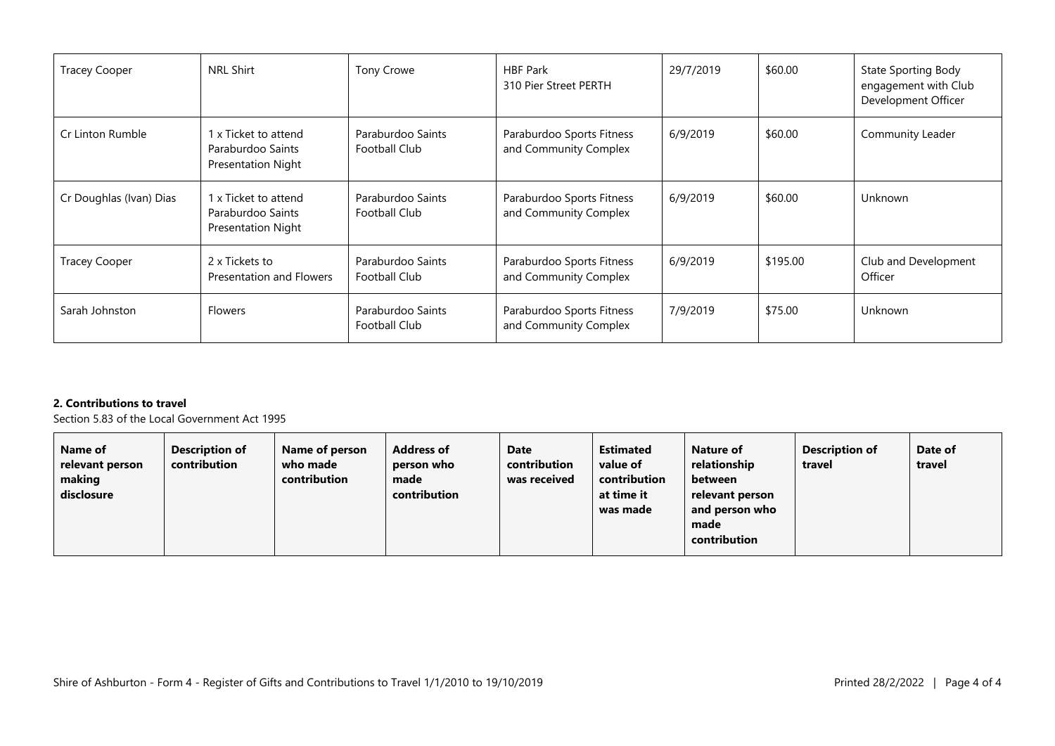| | | | | | | |
|---|---|---|---|---|---|---|
| Tracey Cooper | NRL Shirt | Tony Crowe | HBF Park 310 Pier Street PERTH | 29/7/2019 | $60.00 | State Sporting Body engagement with Club Development Officer |
| Cr Linton Rumble | 1 x Ticket to attend Paraburdoo Saints Presentation Night | Paraburdoo Saints Football Club | Paraburdoo Sports Fitness and Community Complex | 6/9/2019 | $60.00 | Community Leader |
| Cr Doughlas (Ivan) Dias | 1 x Ticket to attend Paraburdoo Saints Presentation Night | Paraburdoo Saints Football Club | Paraburdoo Sports Fitness and Community Complex | 6/9/2019 | $60.00 | Unknown |
| Tracey Cooper | 2 x Tickets to Presentation and Flowers | Paraburdoo Saints Football Club | Paraburdoo Sports Fitness and Community Complex | 6/9/2019 | $195.00 | Club and Development Officer |
| Sarah Johnston | Flowers | Paraburdoo Saints Football Club | Paraburdoo Sports Fitness and Community Complex | 7/9/2019 | $75.00 | Unknown |

**2. Contributions to travel**

Section 5.83 of the Local Government Act 1995

| Name of relevant person making disclosure | Description of contribution | Name of person who made contribution | Address of person who made contribution | Date contribution was received | Estimated value of contribution at time it was made | Nature of relationship between relevant person and person who made contribution | Description of travel | Date of travel |
|---|---|---|---|---|---|---|---|---|